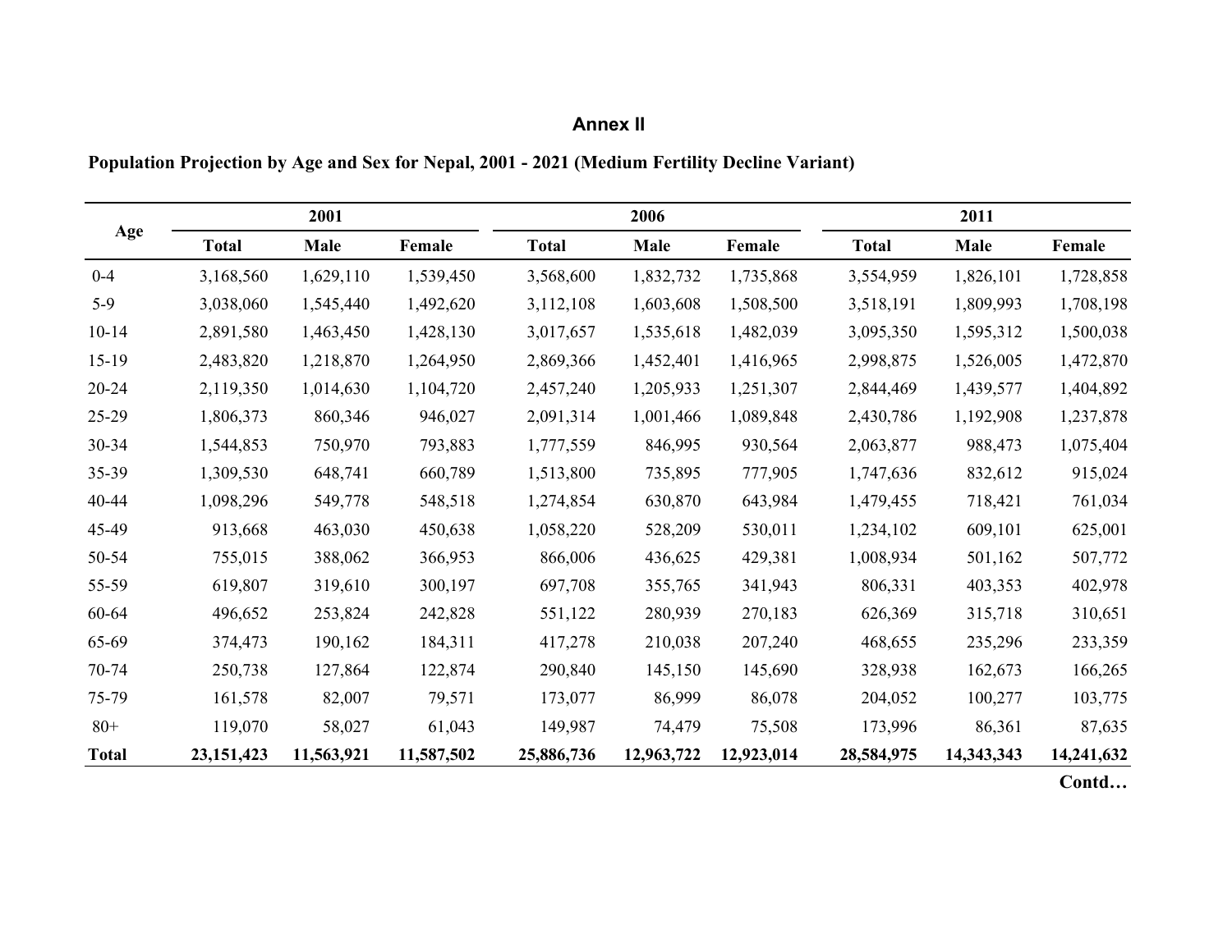## Annex II

**Population Projection by Age and Sex for Nepal, 2001 - 2021 (Medium Fertility Decline Variant)**

| Age | 2001 | | | 2006 | | | 2011 | | |
|---|---|---|---|---|---|---|---|---|---|
| | Total | Male | Female | Total | Male | Female | Total | Male | Female |
| 0-4 | 3,168,560 | 1,629,110 | 1,539,450 | 3,568,600 | 1,832,732 | 1,735,868 | 3,554,959 | 1,826,101 | 1,728,858 |
| 5-9 | 3,038,060 | 1,545,440 | 1,492,620 | 3,112,108 | 1,603,608 | 1,508,500 | 3,518,191 | 1,809,993 | 1,708,198 |
| 10-14 | 2,891,580 | 1,463,450 | 1,428,130 | 3,017,657 | 1,535,618 | 1,482,039 | 3,095,350 | 1,595,312 | 1,500,038 |
| 15-19 | 2,483,820 | 1,218,870 | 1,264,950 | 2,869,366 | 1,452,401 | 1,416,965 | 2,998,875 | 1,526,005 | 1,472,870 |
| 20-24 | 2,119,350 | 1,014,630 | 1,104,720 | 2,457,240 | 1,205,933 | 1,251,307 | 2,844,469 | 1,439,577 | 1,404,892 |
| 25-29 | 1,806,373 | 860,346 | 946,027 | 2,091,314 | 1,001,466 | 1,089,848 | 2,430,786 | 1,192,908 | 1,237,878 |
| 30-34 | 1,544,853 | 750,970 | 793,883 | 1,777,559 | 846,995 | 930,564 | 2,063,877 | 988,473 | 1,075,404 |
| 35-39 | 1,309,530 | 648,741 | 660,789 | 1,513,800 | 735,895 | 777,905 | 1,747,636 | 832,612 | 915,024 |
| 40-44 | 1,098,296 | 549,778 | 548,518 | 1,274,854 | 630,870 | 643,984 | 1,479,455 | 718,421 | 761,034 |
| 45-49 | 913,668 | 463,030 | 450,638 | 1,058,220 | 528,209 | 530,011 | 1,234,102 | 609,101 | 625,001 |
| 50-54 | 755,015 | 388,062 | 366,953 | 866,006 | 436,625 | 429,381 | 1,008,934 | 501,162 | 507,772 |
| 55-59 | 619,807 | 319,610 | 300,197 | 697,708 | 355,765 | 341,943 | 806,331 | 403,353 | 402,978 |
| 60-64 | 496,652 | 253,824 | 242,828 | 551,122 | 280,939 | 270,183 | 626,369 | 315,718 | 310,651 |
| 65-69 | 374,473 | 190,162 | 184,311 | 417,278 | 210,038 | 207,240 | 468,655 | 235,296 | 233,359 |
| 70-74 | 250,738 | 127,864 | 122,874 | 290,840 | 145,150 | 145,690 | 328,938 | 162,673 | 166,265 |
| 75-79 | 161,578 | 82,007 | 79,571 | 173,077 | 86,999 | 86,078 | 204,052 | 100,277 | 103,775 |
| 80+ | 119,070 | 58,027 | 61,043 | 149,987 | 74,479 | 75,508 | 173,996 | 86,361 | 87,635 |
| **Total** | **23,151,423** | **11,563,921** | **11,587,502** | **25,886,736** | **12,963,722** | **12,923,014** | **28,584,975** | **14,343,343** | **14,241,632** |

**Contd…**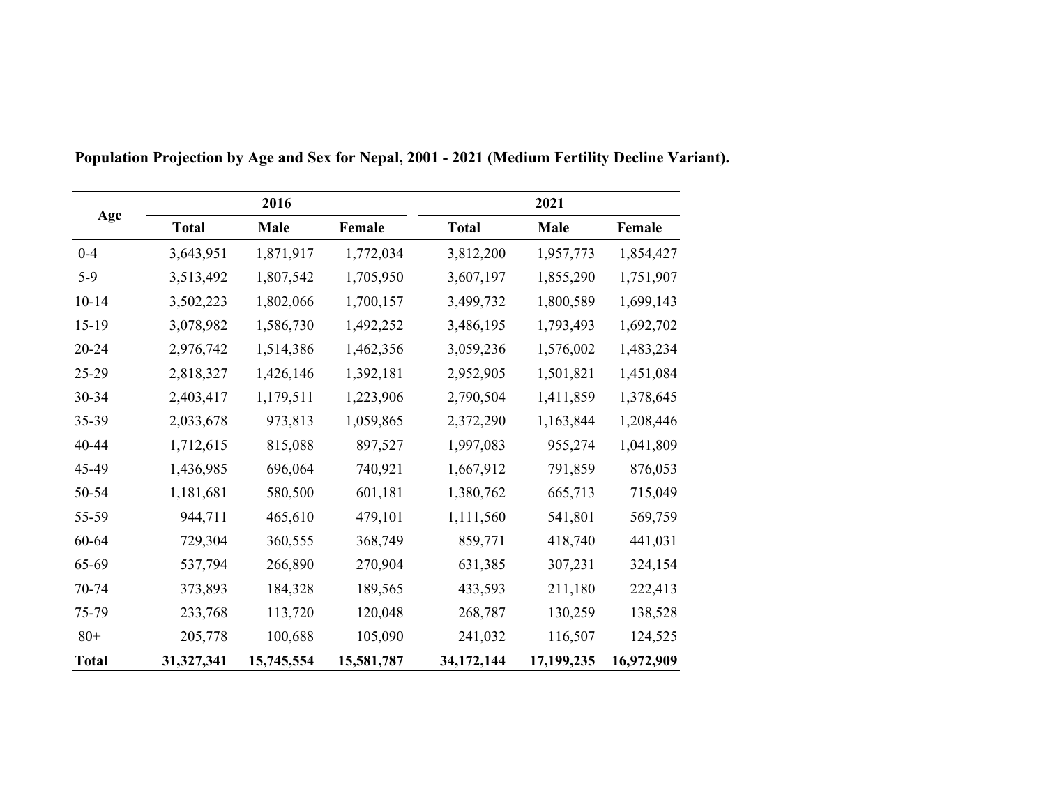**Population Projection by Age and Sex for Nepal, 2001 - 2021 (Medium Fertility Decline Variant).**

| Age | 2016 | | | 2021 | | |
|---|---|---|---|---|---|---|
| | Total | Male | Female | Total | Male | Female |
| 0-4 | 3,643,951 | 1,871,917 | 1,772,034 | 3,812,200 | 1,957,773 | 1,854,427 |
| 5-9 | 3,513,492 | 1,807,542 | 1,705,950 | 3,607,197 | 1,855,290 | 1,751,907 |
| 10-14 | 3,502,223 | 1,802,066 | 1,700,157 | 3,499,732 | 1,800,589 | 1,699,143 |
| 15-19 | 3,078,982 | 1,586,730 | 1,492,252 | 3,486,195 | 1,793,493 | 1,692,702 |
| 20-24 | 2,976,742 | 1,514,386 | 1,462,356 | 3,059,236 | 1,576,002 | 1,483,234 |
| 25-29 | 2,818,327 | 1,426,146 | 1,392,181 | 2,952,905 | 1,501,821 | 1,451,084 |
| 30-34 | 2,403,417 | 1,179,511 | 1,223,906 | 2,790,504 | 1,411,859 | 1,378,645 |
| 35-39 | 2,033,678 | 973,813 | 1,059,865 | 2,372,290 | 1,163,844 | 1,208,446 |
| 40-44 | 1,712,615 | 815,088 | 897,527 | 1,997,083 | 955,274 | 1,041,809 |
| 45-49 | 1,436,985 | 696,064 | 740,921 | 1,667,912 | 791,859 | 876,053 |
| 50-54 | 1,181,681 | 580,500 | 601,181 | 1,380,762 | 665,713 | 715,049 |
| 55-59 | 944,711 | 465,610 | 479,101 | 1,111,560 | 541,801 | 569,759 |
| 60-64 | 729,304 | 360,555 | 368,749 | 859,771 | 418,740 | 441,031 |
| 65-69 | 537,794 | 266,890 | 270,904 | 631,385 | 307,231 | 324,154 |
| 70-74 | 373,893 | 184,328 | 189,565 | 433,593 | 211,180 | 222,413 |
| 75-79 | 233,768 | 113,720 | 120,048 | 268,787 | 130,259 | 138,528 |
| 80+ | 205,778 | 100,688 | 105,090 | 241,032 | 116,507 | 124,525 |
| **Total** | **31,327,341** | **15,745,554** | **15,581,787** | **34,172,144** | **17,199,235** | **16,972,909** |